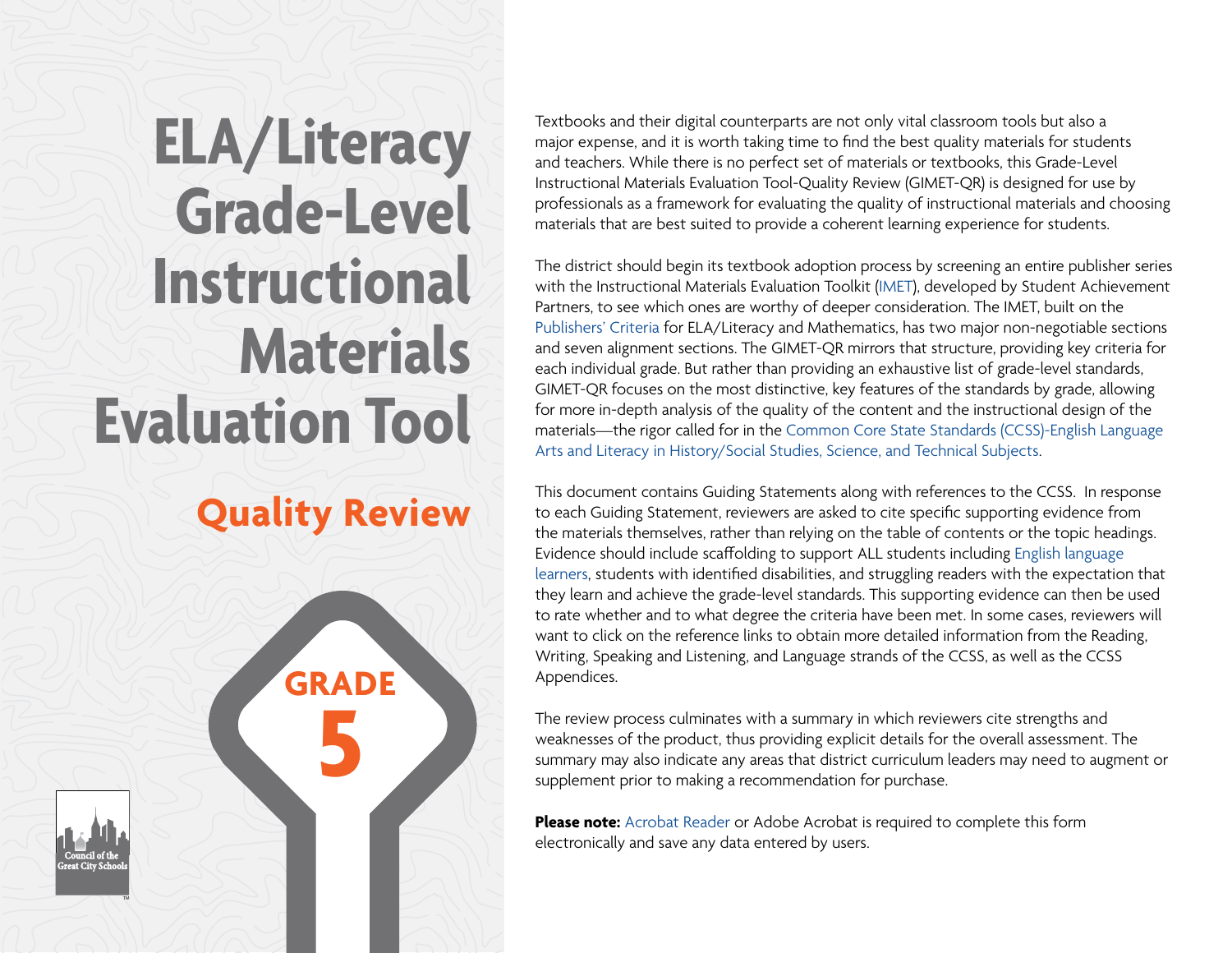# ELA/Literacy Grade-Level Instructional Materials Evaluation Tool

## Quality Review

**GRADE 5**

Council of the Great City Schools

Textbooks and their digital counterparts are not only vital classroom tools but also a major expense, and it is worth taking time to find the best quality materials for students and teachers. While there is no perfect set of materials or textbooks, this Grade-Level Instructional Materials Evaluation Tool-Quality Review (GIMET-QR) is designed for use by professionals as a framework for evaluating the quality of instructional materials and choosing materials that are best suited to provide a coherent learning experience for students.

The district should begin its textbook adoption process by screening an entire publisher series with the Instructional Materials Evaluation Toolkit (IMET), developed by Student Achievement Partners, to see which ones are worthy of deeper consideration. The IMET, built on the Publishers' Criteria for ELA/Literacy and Mathematics, has two major non-negotiable sections and seven alignment sections. The GIMET-QR mirrors that structure, providing key criteria for each individual grade. But rather than providing an exhaustive list of grade-level standards, GIMET-QR focuses on the most distinctive, key features of the standards by grade, allowing for more in-depth analysis of the quality of the content and the instructional design of the materials—the rigor called for in the Common Core State Standards (CCSS)-English Language Arts and Literacy in History/Social Studies, Science, and Technical Subjects.

This document contains Guiding Statements along with references to the CCSS. In response to each Guiding Statement, reviewers are asked to cite specific supporting evidence from the materials themselves, rather than relying on the table of contents or the topic headings. Evidence should include scaffolding to support ALL students including English language learners, students with identified disabilities, and struggling readers with the expectation that they learn and achieve the grade-level standards. This supporting evidence can then be used to rate whether and to what degree the criteria have been met. In some cases, reviewers will want to click on the reference links to obtain more detailed information from the Reading, Writing, Speaking and Listening, and Language strands of the CCSS, as well as the CCSS Appendices.

The review process culminates with a summary in which reviewers cite strengths and weaknesses of the product, thus providing explicit details for the overall assessment. The summary may also indicate any areas that district curriculum leaders may need to augment or supplement prior to making a recommendation for purchase.

**Please note:** Acrobat Reader or Adobe Acrobat is required to complete this form electronically and save any data entered by users.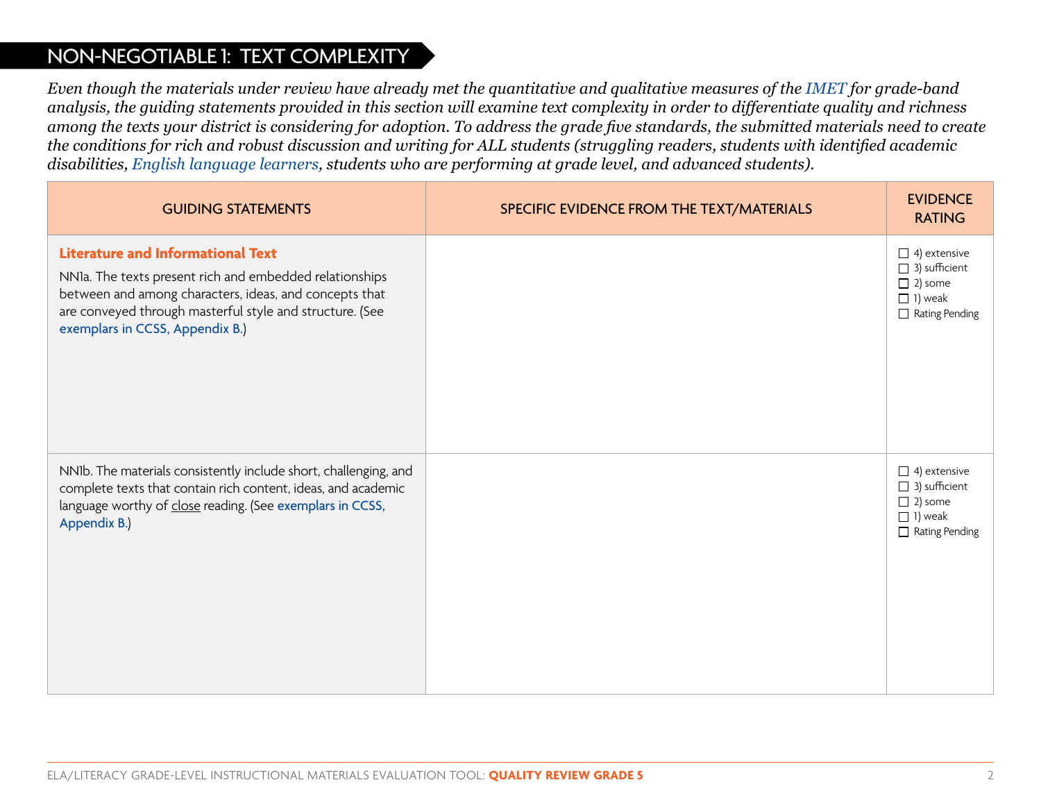## NON-NEGOTIABLE 1: TEXT COMPLEXITY

*Even though the materials under review have already met the quantitative and qualitative measures of the IMET for grade-band analysis, the guiding statements provided in this section will examine text complexity in order to differentiate quality and richness among the texts your district is considering for adoption. To address the grade five standards, the submitted materials need to create the conditions for rich and robust discussion and writing for ALL students (struggling readers, students with identified academic disabilities, English language learners, students who are performing at grade level, and advanced students).*

| GUIDING STATEMENTS | SPECIFIC EVIDENCE FROM THE TEXT/MATERIALS | EVIDENCE RATING |
|---|---|---|
| **Literature and Informational Text**<br>NN1a. The texts present rich and embedded relationships between and among characters, ideas, and concepts that are conveyed through masterful style and structure. (See exemplars in CCSS, Appendix B.) | | ☐ 4) extensive<br>☐ 3) sufficient<br>☐ 2) some<br>☐ 1) weak<br>☐ Rating Pending |
| NN1b. The materials consistently include short, challenging, and complete texts that contain rich content, ideas, and academic language worthy of close reading. (See exemplars in CCSS, Appendix B.) | | ☐ 4) extensive<br>☐ 3) sufficient<br>☐ 2) some<br>☐ 1) weak<br>☐ Rating Pending |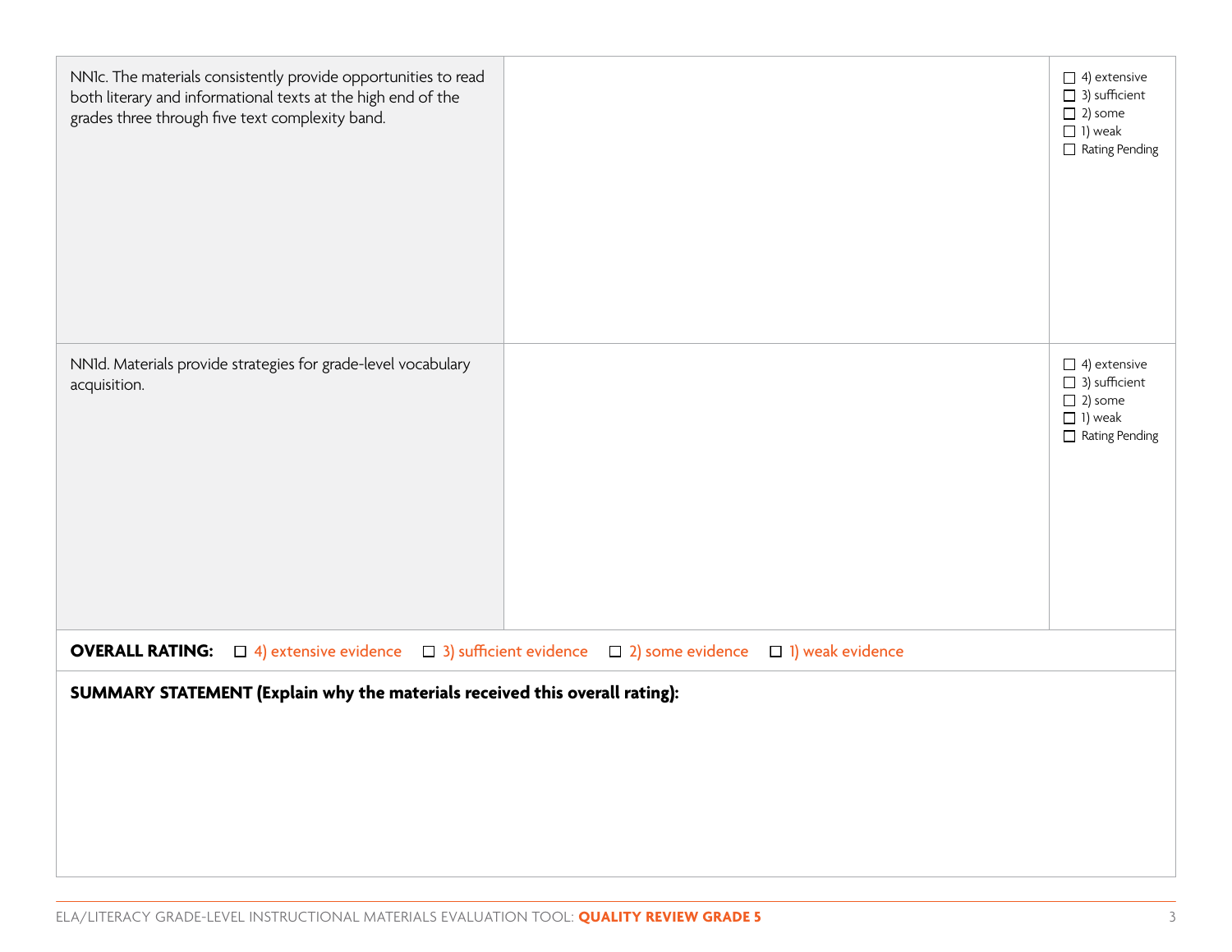| | | |
|---|---|---|
| NN1c. The materials consistently provide opportunities to read both literary and informational texts at the high end of the grades three through five text complexity band. | | ☐ 4) extensive<br>☐ 3) sufficient<br>☐ 2) some<br>☐ 1) weak<br>☐ Rating Pending |
| NN1d. Materials provide strategies for grade-level vocabulary acquisition. | | ☐ 4) extensive<br>☐ 3) sufficient<br>☐ 2) some<br>☐ 1) weak<br>☐ Rating Pending |

**OVERALL RATING:** ☐ 4) extensive evidence ☐ 3) sufficient evidence ☐ 2) some evidence ☐ 1) weak evidence

**SUMMARY STATEMENT (Explain why the materials received this overall rating):**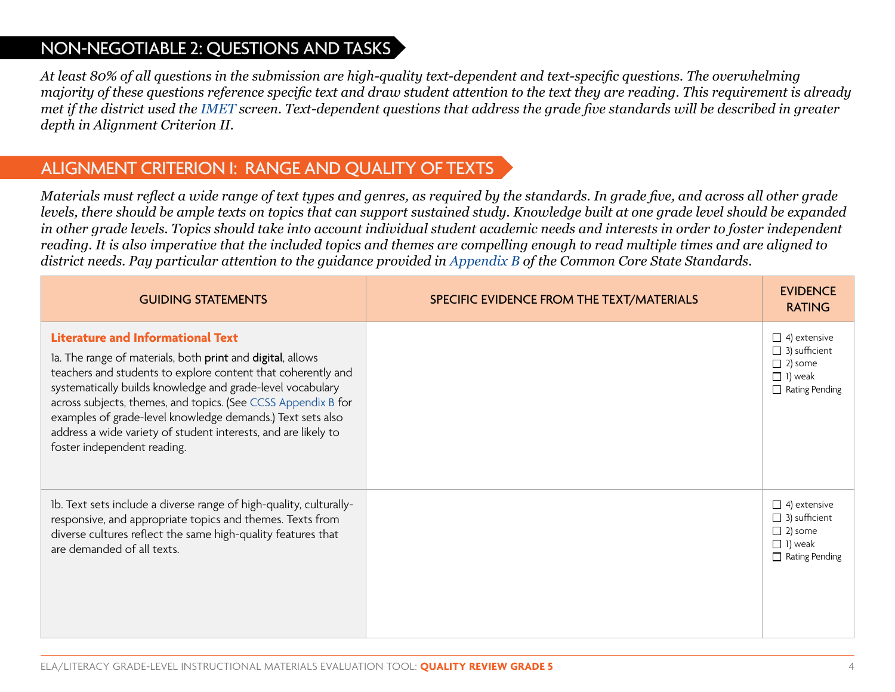## NON-NEGOTIABLE 2: QUESTIONS AND TASKS

*At least 80% of all questions in the submission are high-quality text-dependent and text-specific questions. The overwhelming majority of these questions reference specific text and draw student attention to the text they are reading. This requirement is already met if the district used the IMET screen. Text-dependent questions that address the grade five standards will be described in greater depth in Alignment Criterion II.*

## ALIGNMENT CRITERION I: RANGE AND QUALITY OF TEXTS

*Materials must reflect a wide range of text types and genres, as required by the standards. In grade five, and across all other grade levels, there should be ample texts on topics that can support sustained study. Knowledge built at one grade level should be expanded in other grade levels. Topics should take into account individual student academic needs and interests in order to foster independent reading. It is also imperative that the included topics and themes are compelling enough to read multiple times and are aligned to district needs. Pay particular attention to the guidance provided in Appendix B of the Common Core State Standards.*

| GUIDING STATEMENTS | SPECIFIC EVIDENCE FROM THE TEXT/MATERIALS | EVIDENCE RATING |
|---|---|---|
| **Literature and Informational Text**<br>1a. The range of materials, both **print** and **digital**, allows teachers and students to explore content that coherently and systematically builds knowledge and grade-level vocabulary across subjects, themes, and topics. (See CCSS Appendix B for examples of grade-level knowledge demands.) Text sets also address a wide variety of student interests, and are likely to foster independent reading. | | ☐ 4) extensive<br>☐ 3) sufficient<br>☐ 2) some<br>☐ 1) weak<br>☐ Rating Pending |
| 1b. Text sets include a diverse range of high-quality, culturally-responsive, and appropriate topics and themes. Texts from diverse cultures reflect the same high-quality features that are demanded of all texts. | | ☐ 4) extensive<br>☐ 3) sufficient<br>☐ 2) some<br>☐ 1) weak<br>☐ Rating Pending |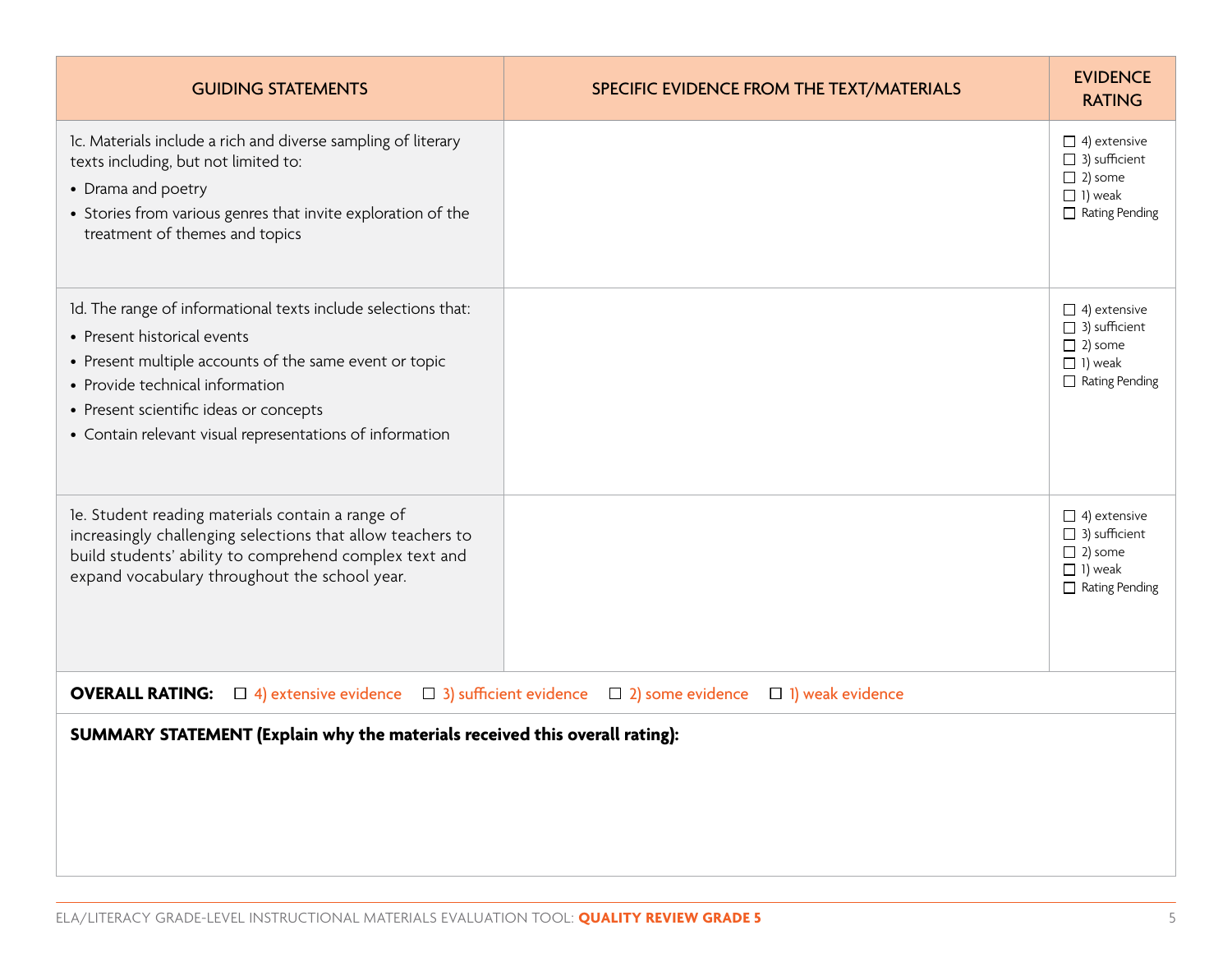| GUIDING STATEMENTS | SPECIFIC EVIDENCE FROM THE TEXT/MATERIALS | EVIDENCE RATING |
|---|---|---|
| 1c. Materials include a rich and diverse sampling of literary texts including, but not limited to:<br>• Drama and poetry<br>• Stories from various genres that invite exploration of the treatment of themes and topics | | ☐ 4) extensive<br>☐ 3) sufficient<br>☐ 2) some<br>☐ 1) weak<br>☐ Rating Pending |
| 1d. The range of informational texts include selections that:<br>• Present historical events<br>• Present multiple accounts of the same event or topic<br>• Provide technical information<br>• Present scientific ideas or concepts<br>• Contain relevant visual representations of information | | ☐ 4) extensive<br>☐ 3) sufficient<br>☐ 2) some<br>☐ 1) weak<br>☐ Rating Pending |
| 1e. Student reading materials contain a range of increasingly challenging selections that allow teachers to build students' ability to comprehend complex text and expand vocabulary throughout the school year. | | ☐ 4) extensive<br>☐ 3) sufficient<br>☐ 2) some<br>☐ 1) weak<br>☐ Rating Pending |

**OVERALL RATING:** ☐ 4) extensive evidence ☐ 3) sufficient evidence ☐ 2) some evidence ☐ 1) weak evidence

**SUMMARY STATEMENT (Explain why the materials received this overall rating):**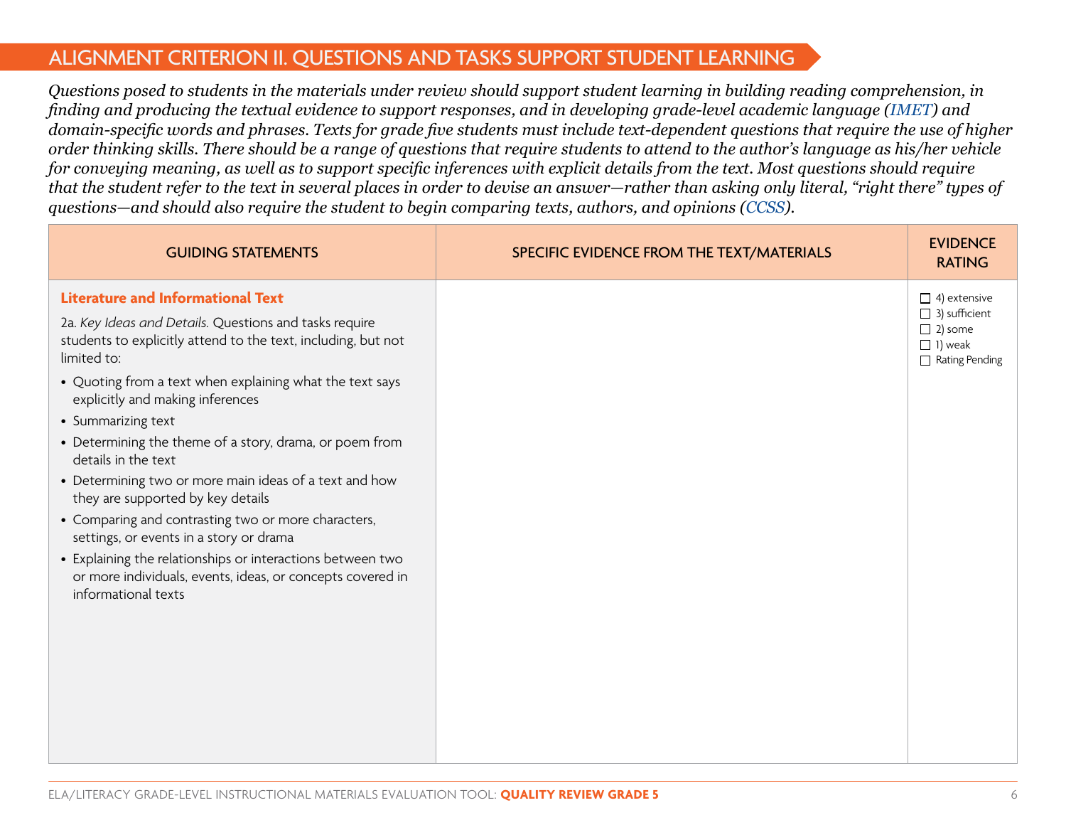## ALIGNMENT CRITERION II. QUESTIONS AND TASKS SUPPORT STUDENT LEARNING

*Questions posed to students in the materials under review should support student learning in building reading comprehension, in finding and producing the textual evidence to support responses, and in developing grade-level academic language (IMET) and domain-specific words and phrases. Texts for grade five students must include text-dependent questions that require the use of higher order thinking skills. There should be a range of questions that require students to attend to the author's language as his/her vehicle for conveying meaning, as well as to support specific inferences with explicit details from the text. Most questions should require that the student refer to the text in several places in order to devise an answer—rather than asking only literal, "right there" types of questions—and should also require the student to begin comparing texts, authors, and opinions (CCSS).*

| GUIDING STATEMENTS | SPECIFIC EVIDENCE FROM THE TEXT/MATERIALS | EVIDENCE RATING |
|---|---|---|
| **Literature and Informational Text**<br><br>2a. *Key Ideas and Details.* Questions and tasks require students to explicitly attend to the text, including, but not limited to:<br>• Quoting from a text when explaining what the text says explicitly and making inferences<br>• Summarizing text<br>• Determining the theme of a story, drama, or poem from details in the text<br>• Determining two or more main ideas of a text and how they are supported by key details<br>• Comparing and contrasting two or more characters, settings, or events in a story or drama<br>• Explaining the relationships or interactions between two or more individuals, events, ideas, or concepts covered in informational texts | | ☐ 4) extensive<br>☐ 3) sufficient<br>☐ 2) some<br>☐ 1) weak<br>☐ Rating Pending |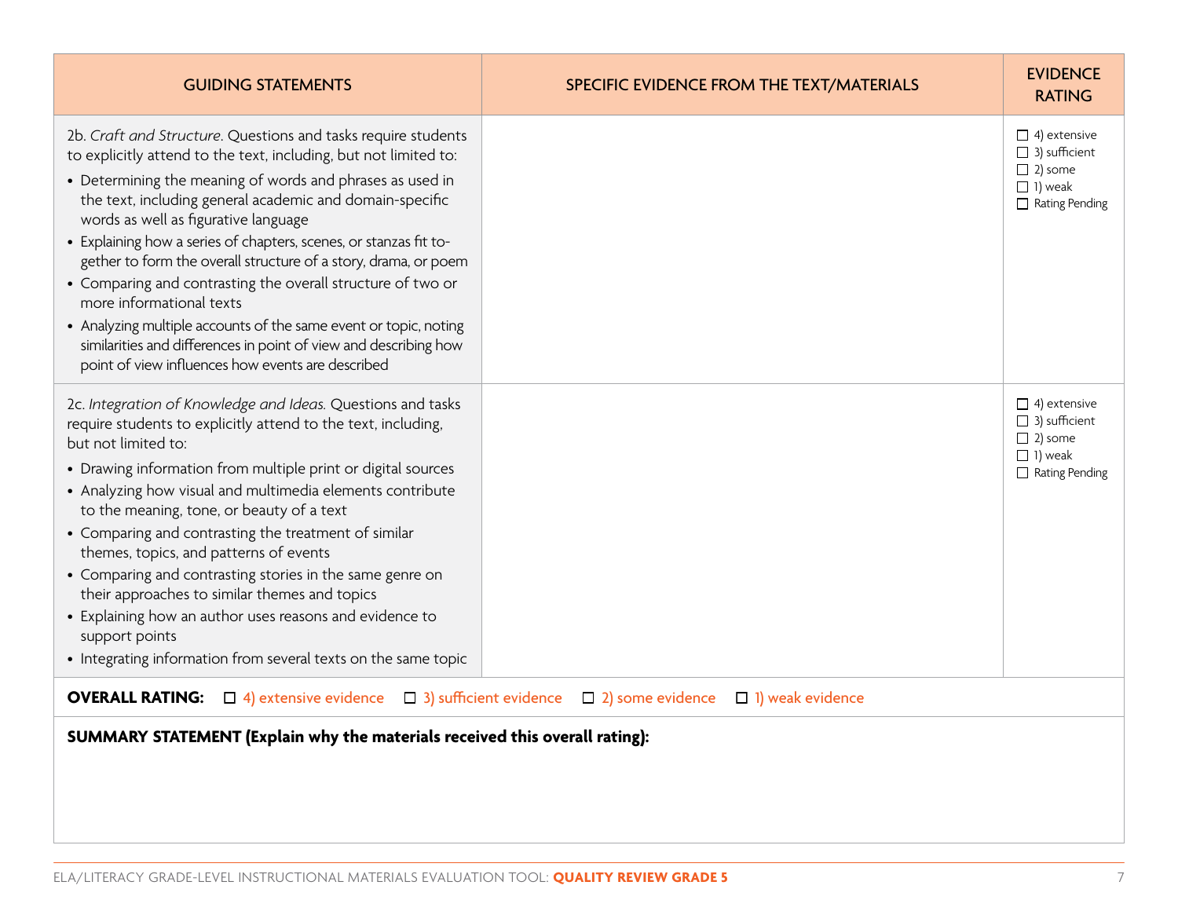| GUIDING STATEMENTS | SPECIFIC EVIDENCE FROM THE TEXT/MATERIALS | EVIDENCE RATING |
|---|---|---|
| 2b. *Craft and Structure*. Questions and tasks require students to explicitly attend to the text, including, but not limited to:<br>• Determining the meaning of words and phrases as used in the text, including general academic and domain-specific words as well as figurative language<br>• Explaining how a series of chapters, scenes, or stanzas fit together to form the overall structure of a story, drama, or poem<br>• Comparing and contrasting the overall structure of two or more informational texts<br>• Analyzing multiple accounts of the same event or topic, noting similarities and differences in point of view and describing how point of view influences how events are described | | ☐ 4) extensive<br>☐ 3) sufficient<br>☐ 2) some<br>☐ 1) weak<br>☐ Rating Pending |
| 2c. *Integration of Knowledge and Ideas.* Questions and tasks require students to explicitly attend to the text, including, but not limited to:<br>• Drawing information from multiple print or digital sources<br>• Analyzing how visual and multimedia elements contribute to the meaning, tone, or beauty of a text<br>• Comparing and contrasting the treatment of similar themes, topics, and patterns of events<br>• Comparing and contrasting stories in the same genre on their approaches to similar themes and topics<br>• Explaining how an author uses reasons and evidence to support points<br>• Integrating information from several texts on the same topic | | ☐ 4) extensive<br>☐ 3) sufficient<br>☐ 2) some<br>☐ 1) weak<br>☐ Rating Pending |

**OVERALL RATING:** ☐ 4) extensive evidence ☐ 3) sufficient evidence ☐ 2) some evidence ☐ 1) weak evidence

**SUMMARY STATEMENT (Explain why the materials received this overall rating):**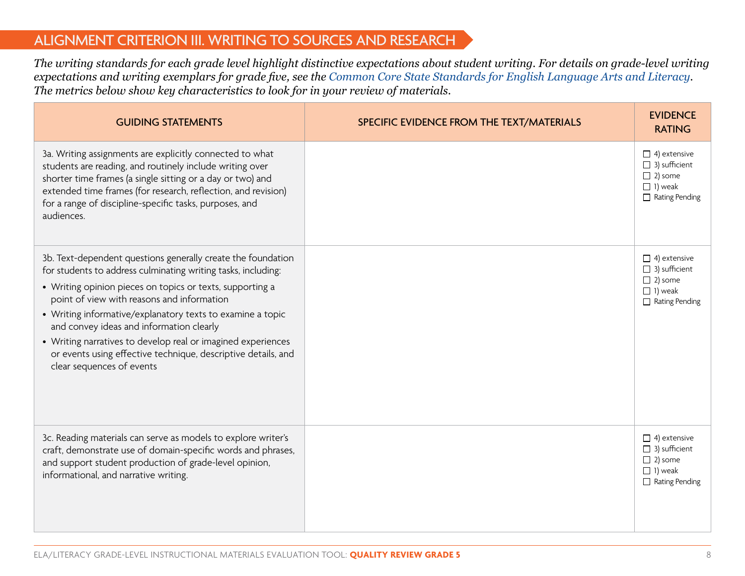## ALIGNMENT CRITERION III. WRITING TO SOURCES AND RESEARCH

*The writing standards for each grade level highlight distinctive expectations about student writing. For details on grade-level writing expectations and writing exemplars for grade five, see the Common Core State Standards for English Language Arts and Literacy. The metrics below show key characteristics to look for in your review of materials.*

| GUIDING STATEMENTS | SPECIFIC EVIDENCE FROM THE TEXT/MATERIALS | EVIDENCE RATING |
|---|---|---|
| 3a. Writing assignments are explicitly connected to what students are reading, and routinely include writing over shorter time frames (a single sitting or a day or two) and extended time frames (for research, reflection, and revision) for a range of discipline-specific tasks, purposes, and audiences. | | ☐ 4) extensive<br>☐ 3) sufficient<br>☐ 2) some<br>☐ 1) weak<br>☐ Rating Pending |
| 3b. Text-dependent questions generally create the foundation for students to address culminating writing tasks, including:<br>• Writing opinion pieces on topics or texts, supporting a point of view with reasons and information<br>• Writing informative/explanatory texts to examine a topic and convey ideas and information clearly<br>• Writing narratives to develop real or imagined experiences or events using effective technique, descriptive details, and clear sequences of events | | ☐ 4) extensive<br>☐ 3) sufficient<br>☐ 2) some<br>☐ 1) weak<br>☐ Rating Pending |
| 3c. Reading materials can serve as models to explore writer's craft, demonstrate use of domain-specific words and phrases, and support student production of grade-level opinion, informational, and narrative writing. | | ☐ 4) extensive<br>☐ 3) sufficient<br>☐ 2) some<br>☐ 1) weak<br>☐ Rating Pending |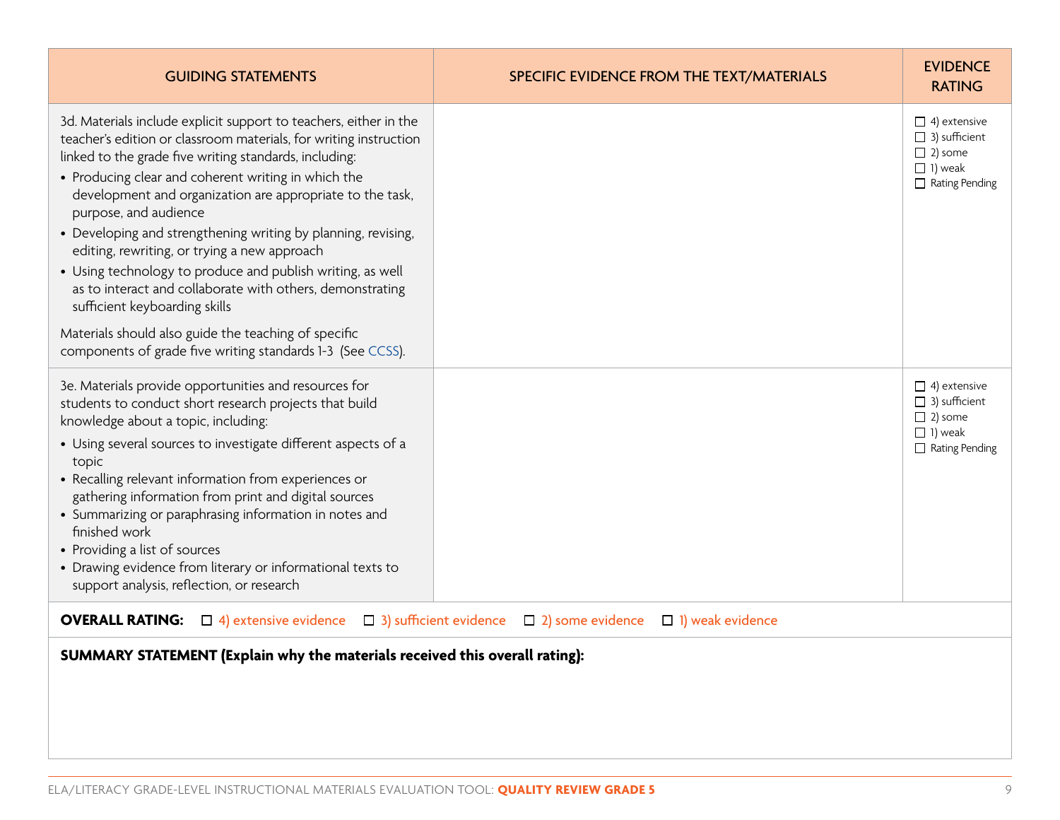| GUIDING STATEMENTS | SPECIFIC EVIDENCE FROM THE TEXT/MATERIALS | EVIDENCE RATING |
|---|---|---|
| 3d. Materials include explicit support to teachers, either in the teacher's edition or classroom materials, for writing instruction linked to the grade five writing standards, including:<br>• Producing clear and coherent writing in which the development and organization are appropriate to the task, purpose, and audience<br>• Developing and strengthening writing by planning, revising, editing, rewriting, or trying a new approach<br>• Using technology to produce and publish writing, as well as to interact and collaborate with others, demonstrating sufficient keyboarding skills<br><br>Materials should also guide the teaching of specific components of grade five writing standards 1-3 (See CCSS). | | ☐ 4) extensive<br>☐ 3) sufficient<br>☐ 2) some<br>☐ 1) weak<br>☐ Rating Pending |
| 3e. Materials provide opportunities and resources for students to conduct short research projects that build knowledge about a topic, including:<br>• Using several sources to investigate different aspects of a topic<br>• Recalling relevant information from experiences or gathering information from print and digital sources<br>• Summarizing or paraphrasing information in notes and finished work<br>• Providing a list of sources<br>• Drawing evidence from literary or informational texts to support analysis, reflection, or research | | ☐ 4) extensive<br>☐ 3) sufficient<br>☐ 2) some<br>☐ 1) weak<br>☐ Rating Pending |

**OVERALL RATING:** ☐ 4) extensive evidence ☐ 3) sufficient evidence ☐ 2) some evidence ☐ 1) weak evidence

**SUMMARY STATEMENT (Explain why the materials received this overall rating):**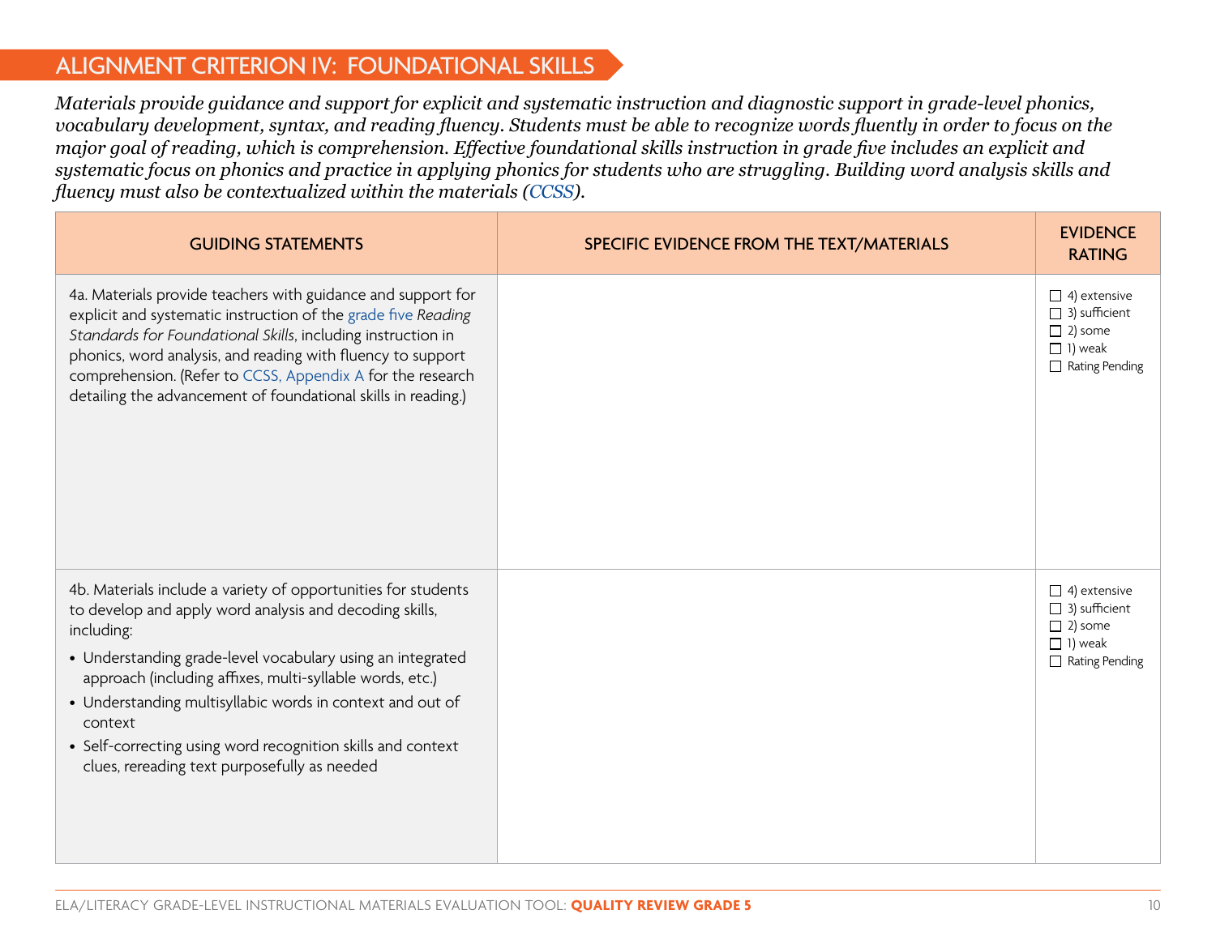## ALIGNMENT CRITERION IV: FOUNDATIONAL SKILLS

*Materials provide guidance and support for explicit and systematic instruction and diagnostic support in grade-level phonics, vocabulary development, syntax, and reading fluency. Students must be able to recognize words fluently in order to focus on the major goal of reading, which is comprehension. Effective foundational skills instruction in grade five includes an explicit and systematic focus on phonics and practice in applying phonics for students who are struggling. Building word analysis skills and fluency must also be contextualized within the materials (CCSS).*

| GUIDING STATEMENTS | SPECIFIC EVIDENCE FROM THE TEXT/MATERIALS | EVIDENCE RATING |
|---|---|---|
| 4a. Materials provide teachers with guidance and support for explicit and systematic instruction of the grade five *Reading Standards for Foundational Skills*, including instruction in phonics, word analysis, and reading with fluency to support comprehension. (Refer to CCSS, Appendix A for the research detailing the advancement of foundational skills in reading.) | | ☐ 4) extensive<br>☐ 3) sufficient<br>☐ 2) some<br>☐ 1) weak<br>☐ Rating Pending |
| 4b. Materials include a variety of opportunities for students to develop and apply word analysis and decoding skills, including:<br>• Understanding grade-level vocabulary using an integrated approach (including affixes, multi-syllable words, etc.)<br>• Understanding multisyllabic words in context and out of context<br>• Self-correcting using word recognition skills and context clues, rereading text purposefully as needed | | ☐ 4) extensive<br>☐ 3) sufficient<br>☐ 2) some<br>☐ 1) weak<br>☐ Rating Pending |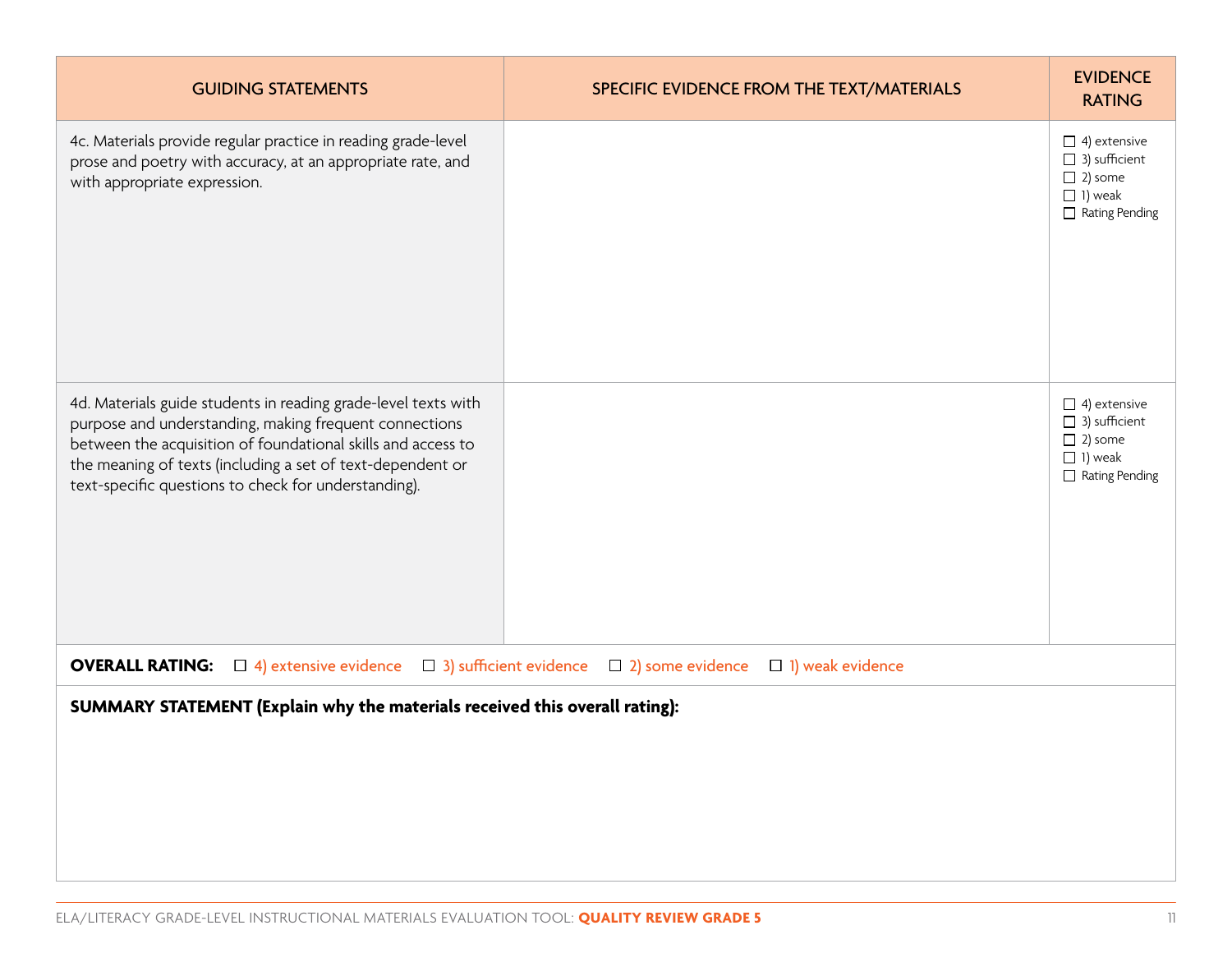| GUIDING STATEMENTS | SPECIFIC EVIDENCE FROM THE TEXT/MATERIALS | EVIDENCE RATING |
|---|---|---|
| 4c. Materials provide regular practice in reading grade-level prose and poetry with accuracy, at an appropriate rate, and with appropriate expression. | | ☐ 4) extensive<br>☐ 3) sufficient<br>☐ 2) some<br>☐ 1) weak<br>☐ Rating Pending |
| 4d. Materials guide students in reading grade-level texts with purpose and understanding, making frequent connections between the acquisition of foundational skills and access to the meaning of texts (including a set of text-dependent or text-specific questions to check for understanding). | | ☐ 4) extensive<br>☐ 3) sufficient<br>☐ 2) some<br>☐ 1) weak<br>☐ Rating Pending |

**OVERALL RATING:** ☐ 4) extensive evidence ☐ 3) sufficient evidence ☐ 2) some evidence ☐ 1) weak evidence

**SUMMARY STATEMENT (Explain why the materials received this overall rating):**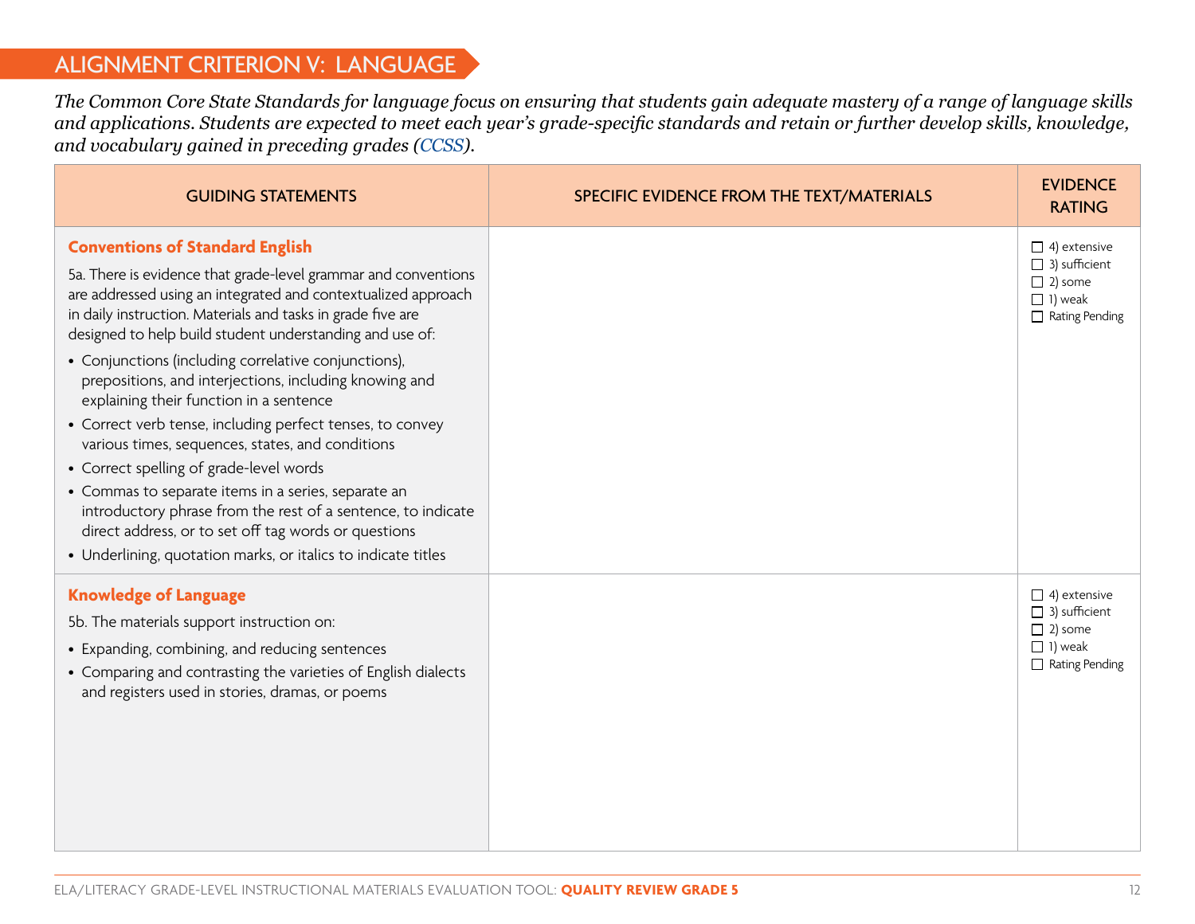## ALIGNMENT CRITERION V: LANGUAGE

*The Common Core State Standards for language focus on ensuring that students gain adequate mastery of a range of language skills and applications. Students are expected to meet each year's grade-specific standards and retain or further develop skills, knowledge, and vocabulary gained in preceding grades (CCSS).*

| GUIDING STATEMENTS | SPECIFIC EVIDENCE FROM THE TEXT/MATERIALS | EVIDENCE RATING |
|---|---|---|
| **Conventions of Standard English**<br><br>5a. There is evidence that grade-level grammar and conventions are addressed using an integrated and contextualized approach in daily instruction. Materials and tasks in grade five are designed to help build student understanding and use of:<br>• Conjunctions (including correlative conjunctions), prepositions, and interjections, including knowing and explaining their function in a sentence<br>• Correct verb tense, including perfect tenses, to convey various times, sequences, states, and conditions<br>• Correct spelling of grade-level words<br>• Commas to separate items in a series, separate an introductory phrase from the rest of a sentence, to indicate direct address, or to set off tag words or questions<br>• Underlining, quotation marks, or italics to indicate titles | | ☐ 4) extensive<br>☐ 3) sufficient<br>☐ 2) some<br>☐ 1) weak<br>☐ Rating Pending |
| **Knowledge of Language**<br><br>5b. The materials support instruction on:<br>• Expanding, combining, and reducing sentences<br>• Comparing and contrasting the varieties of English dialects and registers used in stories, dramas, or poems | | ☐ 4) extensive<br>☐ 3) sufficient<br>☐ 2) some<br>☐ 1) weak<br>☐ Rating Pending |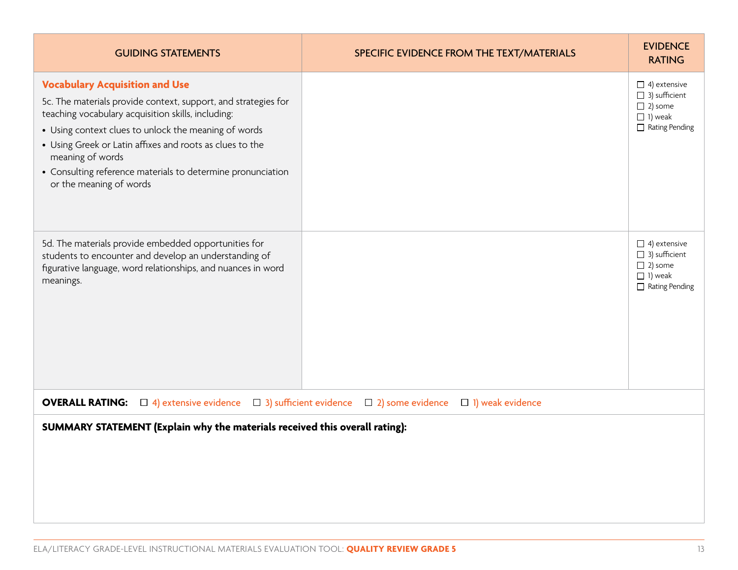| GUIDING STATEMENTS | SPECIFIC EVIDENCE FROM THE TEXT/MATERIALS | EVIDENCE RATING |
|---|---|---|
| **Vocabulary Acquisition and Use**<br>5c. The materials provide context, support, and strategies for teaching vocabulary acquisition skills, including:<br>• Using context clues to unlock the meaning of words<br>• Using Greek or Latin affixes and roots as clues to the meaning of words<br>• Consulting reference materials to determine pronunciation or the meaning of words | | ☐ 4) extensive<br>☐ 3) sufficient<br>☐ 2) some<br>☐ 1) weak<br>☐ Rating Pending |
| 5d. The materials provide embedded opportunities for students to encounter and develop an understanding of figurative language, word relationships, and nuances in word meanings. | | ☐ 4) extensive<br>☐ 3) sufficient<br>☐ 2) some<br>☐ 1) weak<br>☐ Rating Pending |

**OVERALL RATING:** ☐ 4) extensive evidence ☐ 3) sufficient evidence ☐ 2) some evidence ☐ 1) weak evidence

**SUMMARY STATEMENT (Explain why the materials received this overall rating):**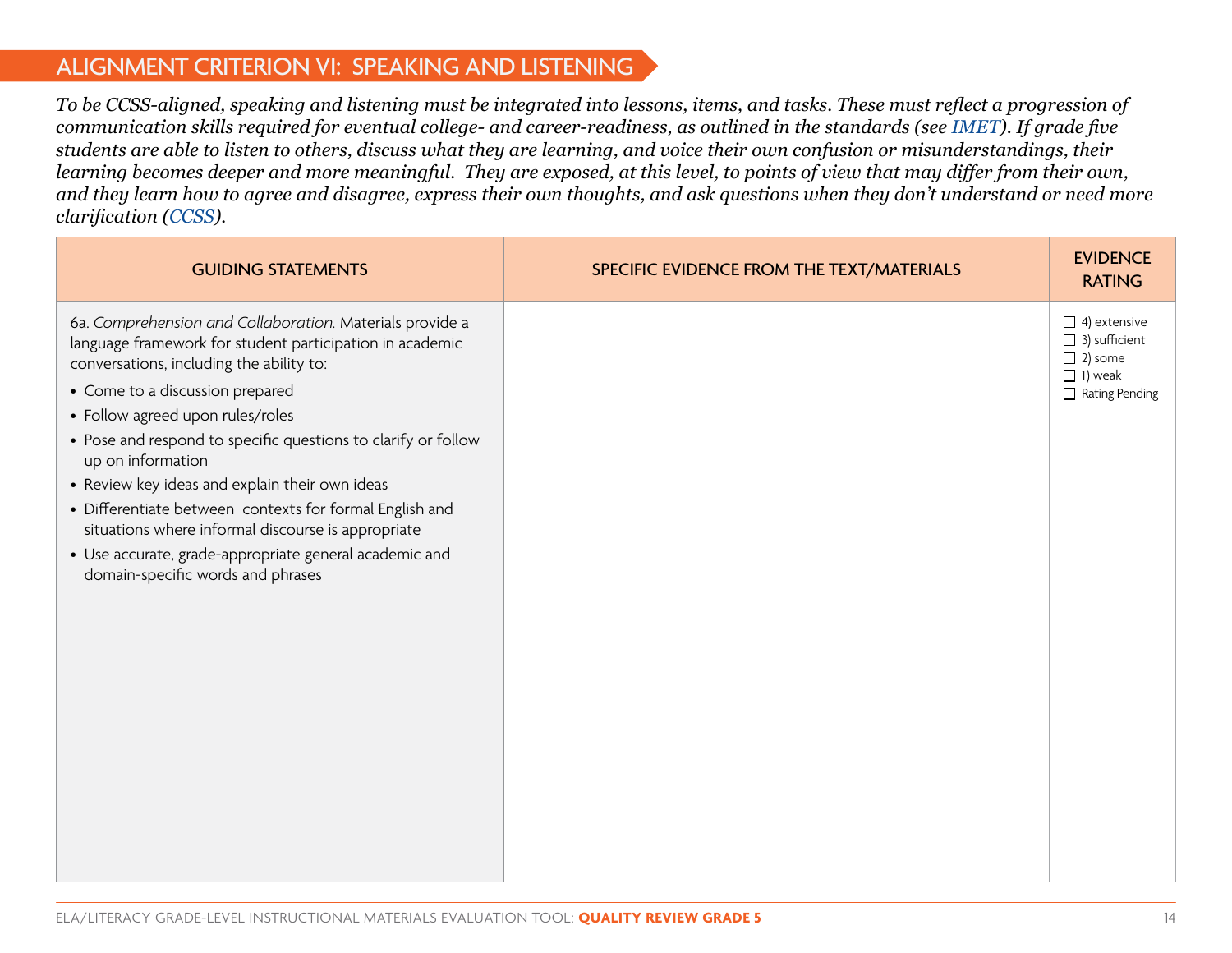## ALIGNMENT CRITERION VI: SPEAKING AND LISTENING

*To be CCSS-aligned, speaking and listening must be integrated into lessons, items, and tasks. These must reflect a progression of communication skills required for eventual college- and career-readiness, as outlined in the standards (see IMET). If grade five students are able to listen to others, discuss what they are learning, and voice their own confusion or misunderstandings, their learning becomes deeper and more meaningful. They are exposed, at this level, to points of view that may differ from their own, and they learn how to agree and disagree, express their own thoughts, and ask questions when they don't understand or need more clarification (CCSS).*

| GUIDING STATEMENTS | SPECIFIC EVIDENCE FROM THE TEXT/MATERIALS | EVIDENCE RATING |
|---|---|---|
| 6a. *Comprehension and Collaboration.* Materials provide a language framework for student participation in academic conversations, including the ability to:<br>• Come to a discussion prepared<br>• Follow agreed upon rules/roles<br>• Pose and respond to specific questions to clarify or follow up on information<br>• Review key ideas and explain their own ideas<br>• Differentiate between contexts for formal English and situations where informal discourse is appropriate<br>• Use accurate, grade-appropriate general academic and domain-specific words and phrases | | ☐ 4) extensive<br>☐ 3) sufficient<br>☐ 2) some<br>☐ 1) weak<br>☐ Rating Pending |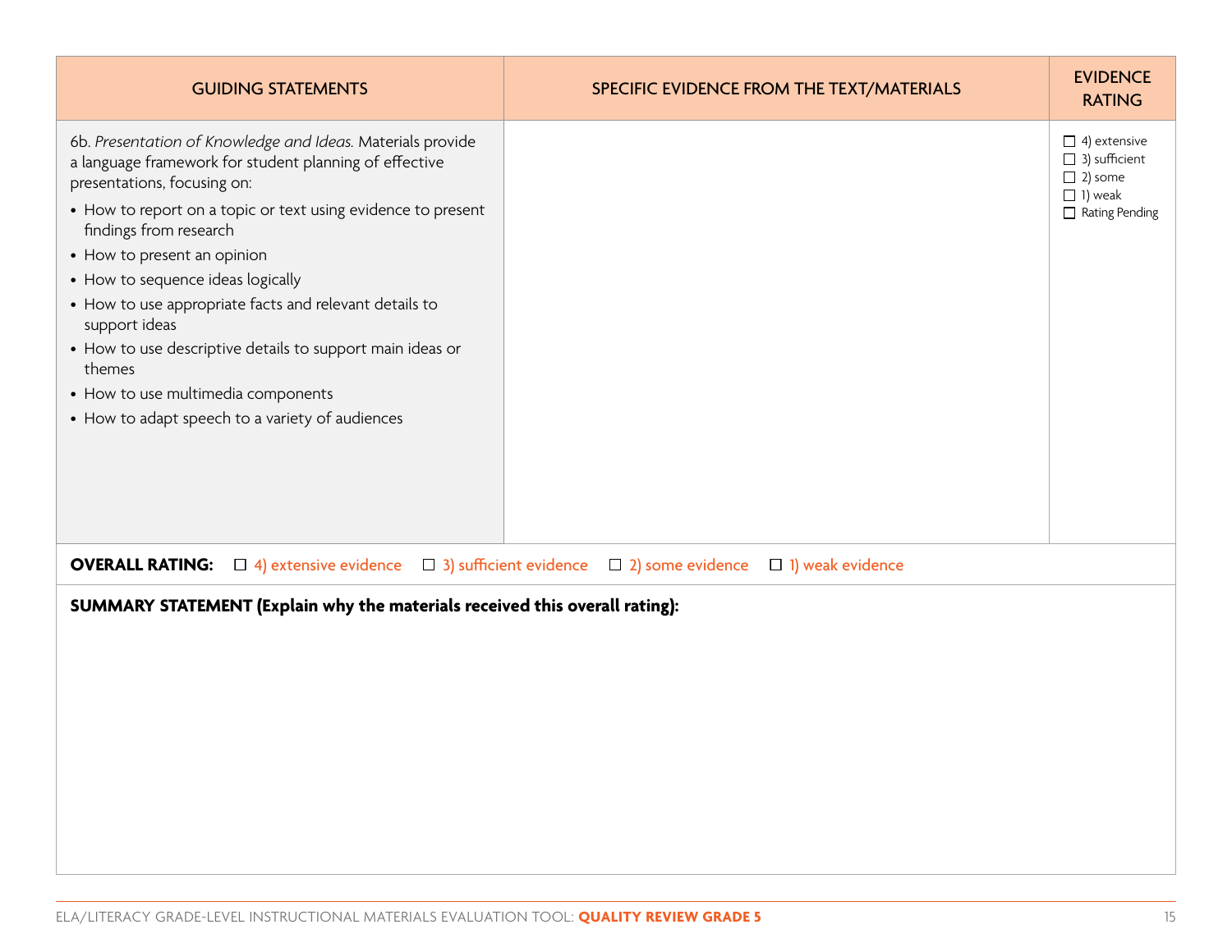| GUIDING STATEMENTS | SPECIFIC EVIDENCE FROM THE TEXT/MATERIALS | EVIDENCE RATING |
|---|---|---|
| 6b. *Presentation of Knowledge and Ideas.* Materials provide a language framework for student planning of effective presentations, focusing on:<br>• How to report on a topic or text using evidence to present findings from research<br>• How to present an opinion<br>• How to sequence ideas logically<br>• How to use appropriate facts and relevant details to support ideas<br>• How to use descriptive details to support main ideas or themes<br>• How to use multimedia components<br>• How to adapt speech to a variety of audiences | | ☐ 4) extensive<br>☐ 3) sufficient<br>☐ 2) some<br>☐ 1) weak<br>☐ Rating Pending |

**OVERALL RATING:** ☐ 4) extensive evidence ☐ 3) sufficient evidence ☐ 2) some evidence ☐ 1) weak evidence

**SUMMARY STATEMENT (Explain why the materials received this overall rating):**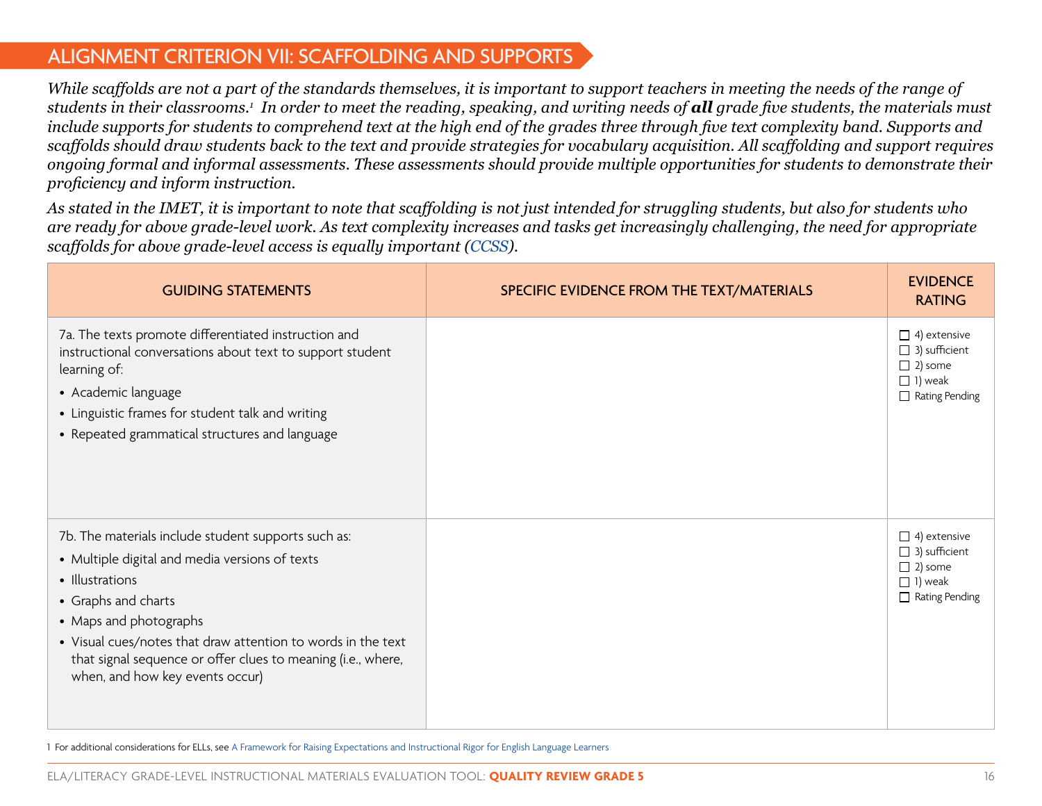## ALIGNMENT CRITERION VII: SCAFFOLDING AND SUPPORTS

*While scaffolds are not a part of the standards themselves, it is important to support teachers in meeting the needs of the range of students in their classrooms.*[1] *In order to meet the reading, speaking, and writing needs of* ***all*** *grade five students, the materials must include supports for students to comprehend text at the high end of the grades three through five text complexity band. Supports and scaffolds should draw students back to the text and provide strategies for vocabulary acquisition. All scaffolding and support requires ongoing formal and informal assessments. These assessments should provide multiple opportunities for students to demonstrate their proficiency and inform instruction.*

*As stated in the IMET, it is important to note that scaffolding is not just intended for struggling students, but also for students who are ready for above grade-level work. As text complexity increases and tasks get increasingly challenging, the need for appropriate scaffolds for above grade-level access is equally important (CCSS).*

| GUIDING STATEMENTS | SPECIFIC EVIDENCE FROM THE TEXT/MATERIALS | EVIDENCE RATING |
|---|---|---|
| 7a. The texts promote differentiated instruction and instructional conversations about text to support student learning of:<br>• Academic language<br>• Linguistic frames for student talk and writing<br>• Repeated grammatical structures and language | | ☐ 4) extensive<br>☐ 3) sufficient<br>☐ 2) some<br>☐ 1) weak<br>☐ Rating Pending |
| 7b. The materials include student supports such as:<br>• Multiple digital and media versions of texts<br>• Illustrations<br>• Graphs and charts<br>• Maps and photographs<br>• Visual cues/notes that draw attention to words in the text that signal sequence or offer clues to meaning (i.e., where, when, and how key events occur) | | ☐ 4) extensive<br>☐ 3) sufficient<br>☐ 2) some<br>☐ 1) weak<br>☐ Rating Pending |

1 For additional considerations for ELLs, see A Framework for Raising Expectations and Instructional Rigor for English Language Learners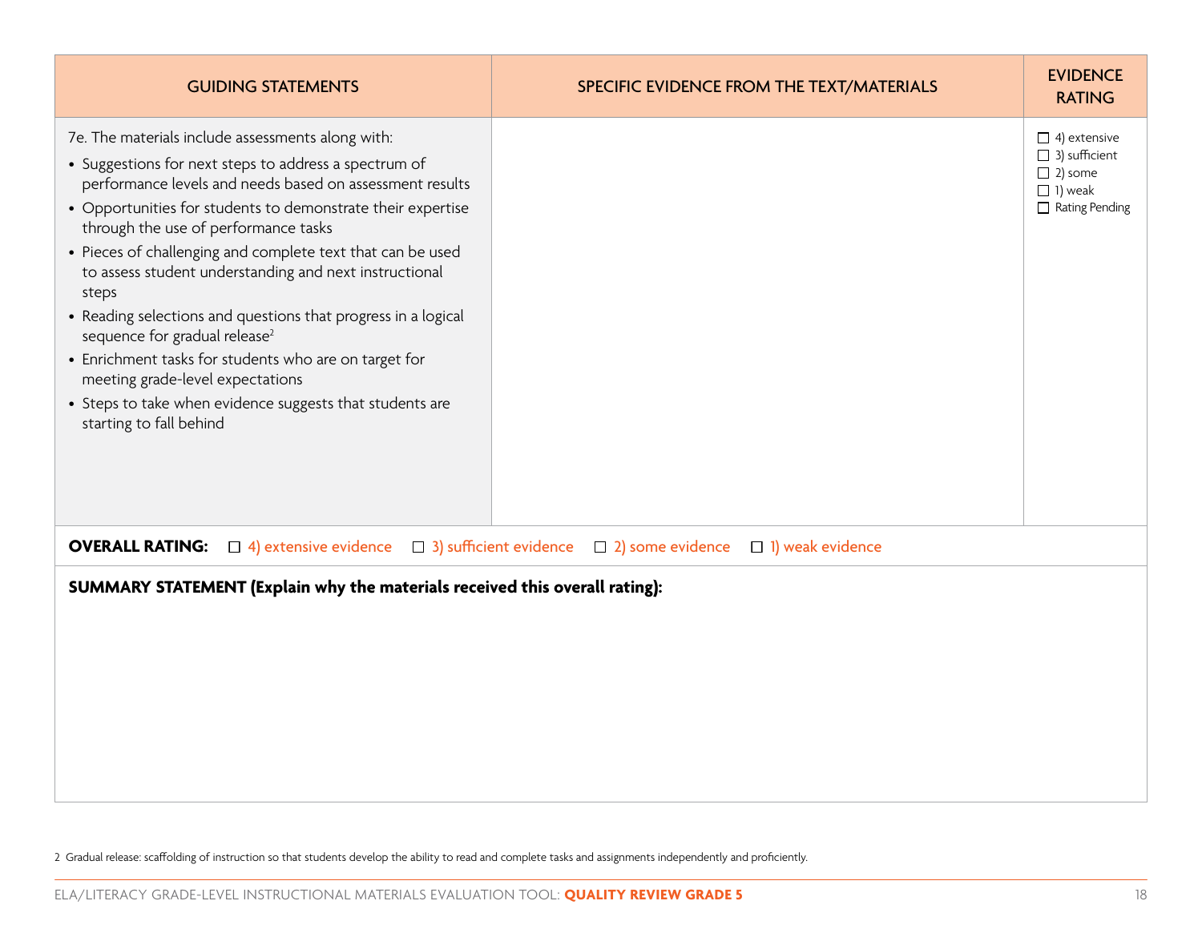| GUIDING STATEMENTS | SPECIFIC EVIDENCE FROM THE TEXT/MATERIALS | EVIDENCE RATING |
| --- | --- | --- |
| 7e. The materials include assessments along with:<br>• Suggestions for next steps to address a spectrum of performance levels and needs based on assessment results<br>• Opportunities for students to demonstrate their expertise through the use of performance tasks<br>• Pieces of challenging and complete text that can be used to assess student understanding and next instructional steps<br>• Reading selections and questions that progress in a logical sequence for gradual release[2]<br>• Enrichment tasks for students who are on target for meeting grade-level expectations<br>• Steps to take when evidence suggests that students are starting to fall behind | | ☐ 4) extensive<br>☐ 3) sufficient<br>☐ 2) some<br>☐ 1) weak<br>☐ Rating Pending |

**OVERALL RATING:** ☐ 4) extensive evidence ☐ 3) sufficient evidence ☐ 2) some evidence ☐ 1) weak evidence

**SUMMARY STATEMENT (Explain why the materials received this overall rating):**

2 Gradual release: scaffolding of instruction so that students develop the ability to read and complete tasks and assignments independently and proficiently.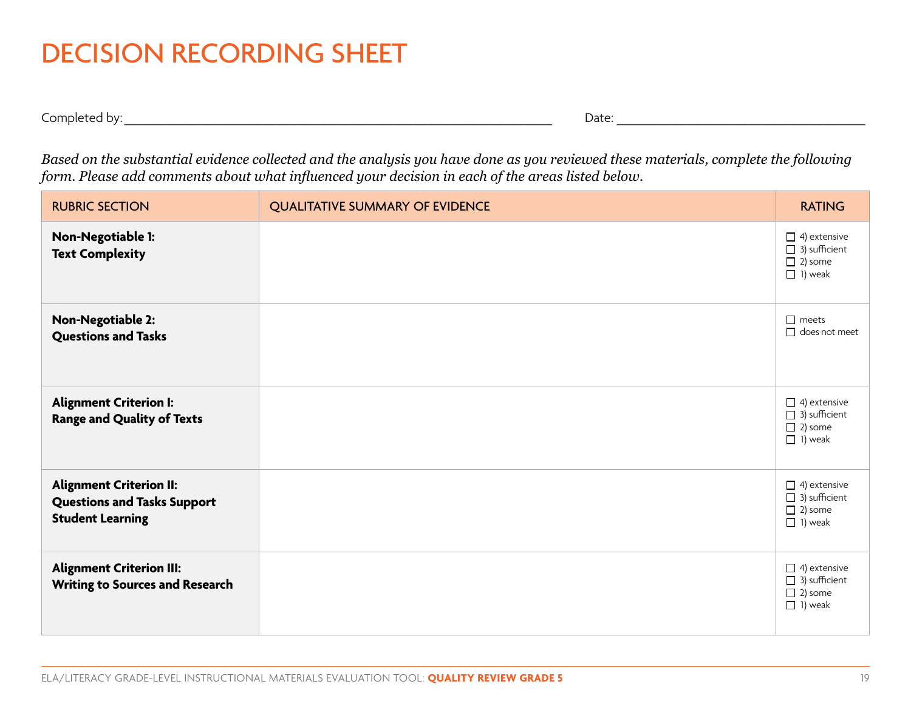# DECISION RECORDING SHEET

Completed by: ____________________________________________ Date: ______________________________

*Based on the substantial evidence collected and the analysis you have done as you reviewed these materials, complete the following form. Please add comments about what influenced your decision in each of the areas listed below.*

| RUBRIC SECTION | QUALITATIVE SUMMARY OF EVIDENCE | RATING |
| --- | --- | --- |
| **Non-Negotiable 1: Text Complexity** | | ☐ 4) extensive<br>☐ 3) sufficient<br>☐ 2) some<br>☐ 1) weak |
| **Non-Negotiable 2: Questions and Tasks** | | ☐ meets<br>☐ does not meet |
| **Alignment Criterion I: Range and Quality of Texts** | | ☐ 4) extensive<br>☐ 3) sufficient<br>☐ 2) some<br>☐ 1) weak |
| **Alignment Criterion II: Questions and Tasks Support Student Learning** | | ☐ 4) extensive<br>☐ 3) sufficient<br>☐ 2) some<br>☐ 1) weak |
| **Alignment Criterion III: Writing to Sources and Research** | | ☐ 4) extensive<br>☐ 3) sufficient<br>☐ 2) some<br>☐ 1) weak |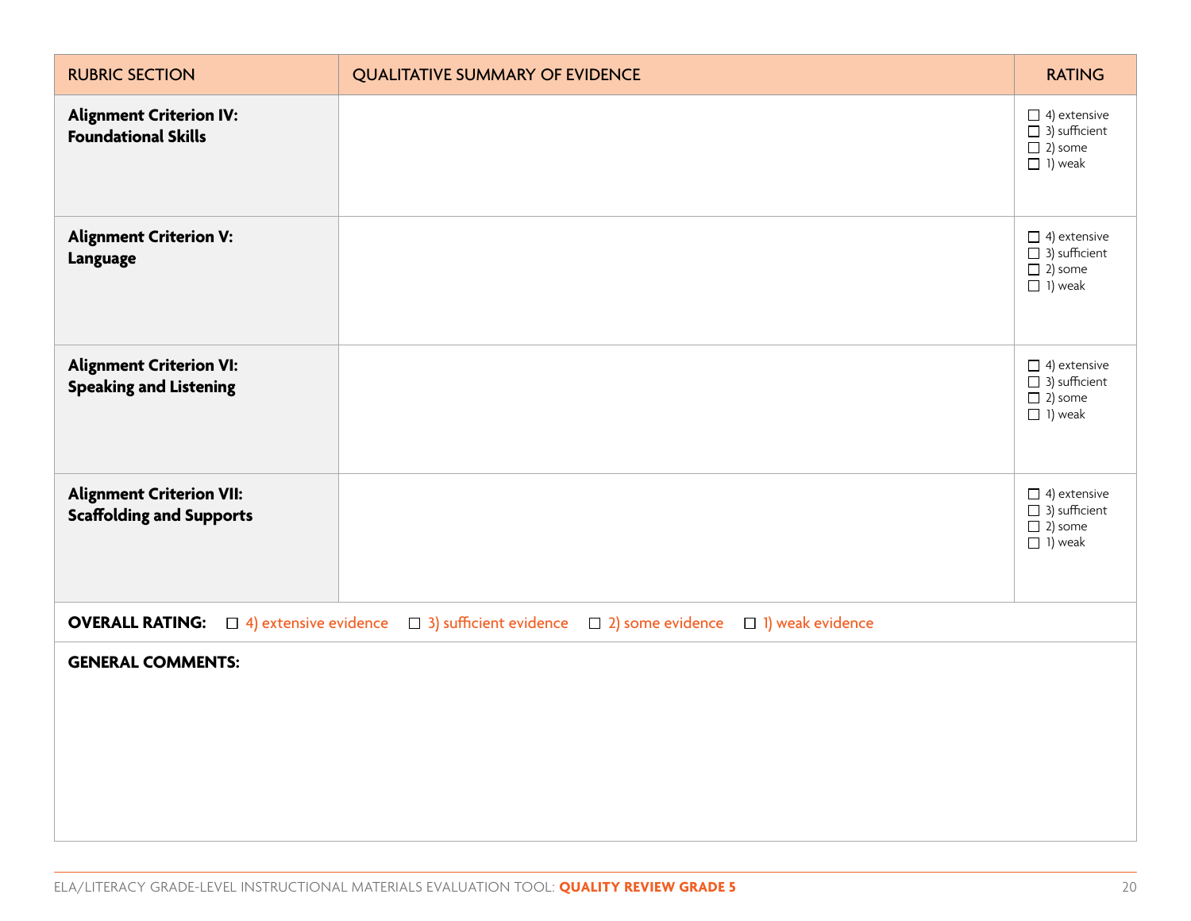| RUBRIC SECTION | QUALITATIVE SUMMARY OF EVIDENCE | RATING |
|---|---|---|
| **Alignment Criterion IV: Foundational Skills** | | ☐ 4) extensive<br>☐ 3) sufficient<br>☐ 2) some<br>☐ 1) weak |
| **Alignment Criterion V: Language** | | ☐ 4) extensive<br>☐ 3) sufficient<br>☐ 2) some<br>☐ 1) weak |
| **Alignment Criterion VI: Speaking and Listening** | | ☐ 4) extensive<br>☐ 3) sufficient<br>☐ 2) some<br>☐ 1) weak |
| **Alignment Criterion VII: Scaffolding and Supports** | | ☐ 4) extensive<br>☐ 3) sufficient<br>☐ 2) some<br>☐ 1) weak |

**OVERALL RATING:** ☐ 4) extensive evidence ☐ 3) sufficient evidence ☐ 2) some evidence ☐ 1) weak evidence

**GENERAL COMMENTS:**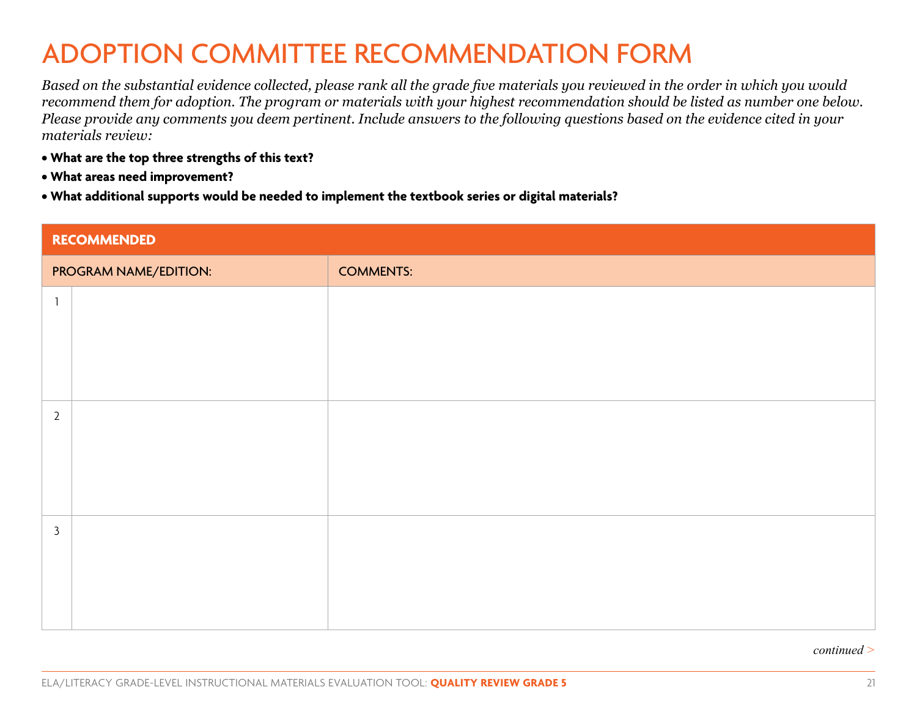# ADOPTION COMMITTEE RECOMMENDATION FORM

*Based on the substantial evidence collected, please rank all the grade five materials you reviewed in the order in which you would recommend them for adoption. The program or materials with your highest recommendation should be listed as number one below. Please provide any comments you deem pertinent. Include answers to the following questions based on the evidence cited in your materials review:*

- **What are the top three strengths of this text?**
- **What areas need improvement?**
- **What additional supports would be needed to implement the textbook series or digital materials?**

| **RECOMMENDED** | | |
|---|---|---|
| PROGRAM NAME/EDITION: | | COMMENTS: |
| 1 | | |
| 2 | | |
| 3 | | |

*continued >*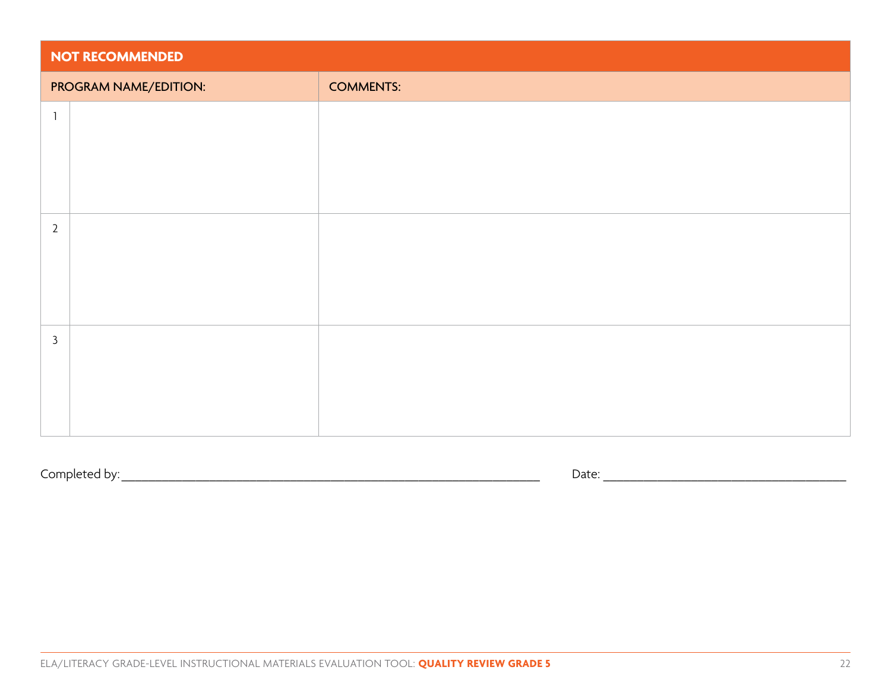## NOT RECOMMENDED

| PROGRAM NAME/EDITION: | | COMMENTS: |
|---|---|---|
| 1 | | |
| 2 | | |
| 3 | | |

Completed by: ____________________________________________ Date: ______________________________